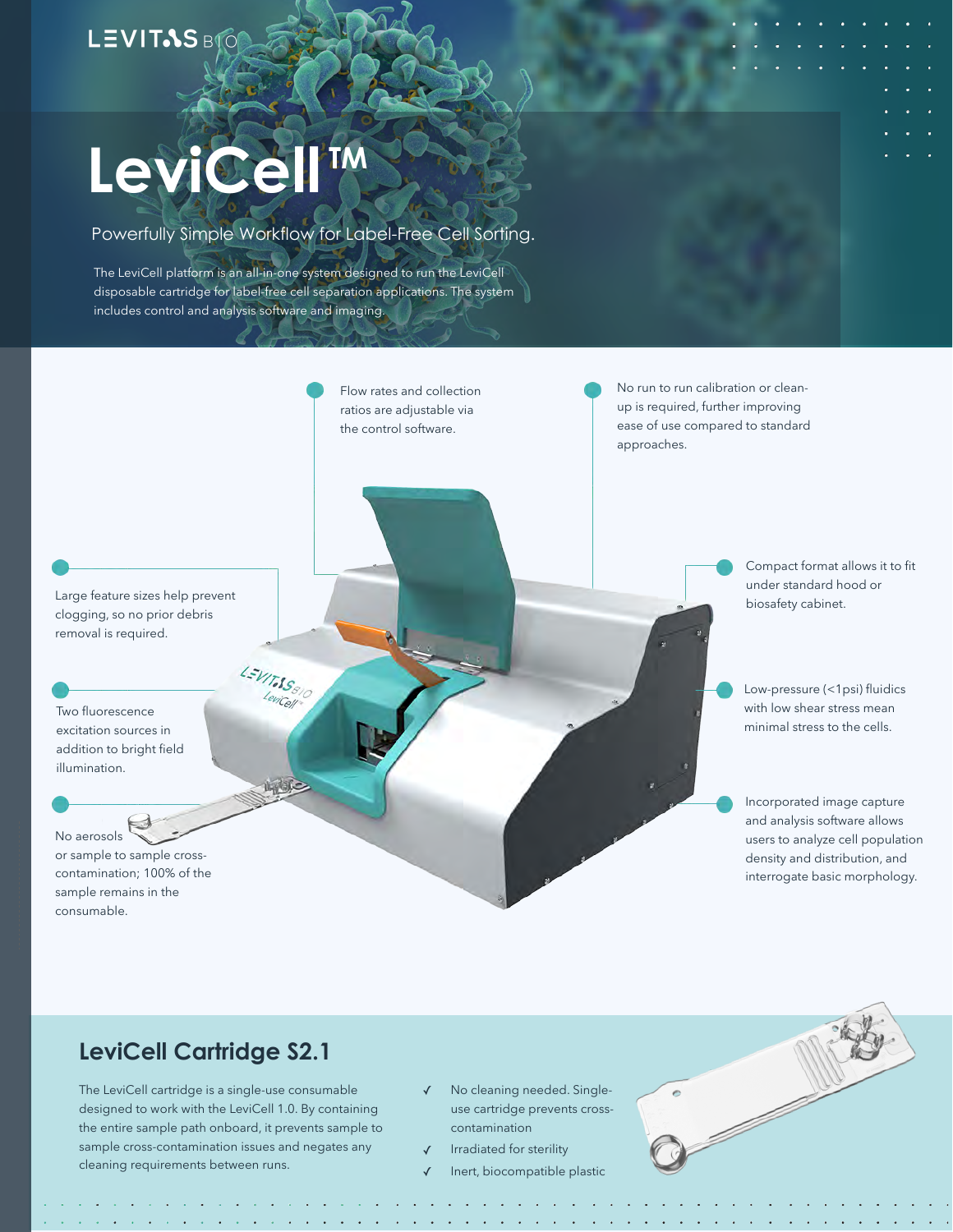LEVITAS BIO

# LeviCell™

Powerfully Simple Workflow for Label-Free Cell Sorting.

The LeviCell platform is an all-in-one system designed to run the LeviCell disposable cartridge for label-free cell separation applications. The system includes control and analysis software and imaging.

- Flow rates and collection ratios are adjustable via the control software.
- No run to run calibration or clean-up is required, further improving ease of use compared to standard approaches.
- Large feature sizes help prevent clogging, so no prior debris removal is required.
- Two fluorescence excitation sources in addition to bright field illumination.
- No aerosols or sample to sample cross-contamination; 100% of the sample remains in the consumable.
- Compact format allows it to fit under standard hood or biosafety cabinet.
- Low-pressure (<1psi) fluidics with low shear stress mean minimal stress to the cells.
- Incorporated image capture and analysis software allows users to analyze cell population density and distribution, and interrogate basic morphology.

## LeviCell Cartridge S2.1

The LeviCell cartridge is a single-use consumable designed to work with the LeviCell 1.0. By containing the entire sample path onboard, it prevents sample to sample cross-contamination issues and negates any cleaning requirements between runs.

- ✓ No cleaning needed. Single-use cartridge prevents cross-contamination
- ✓ Irradiated for sterility
- ✓ Inert, biocompatible plastic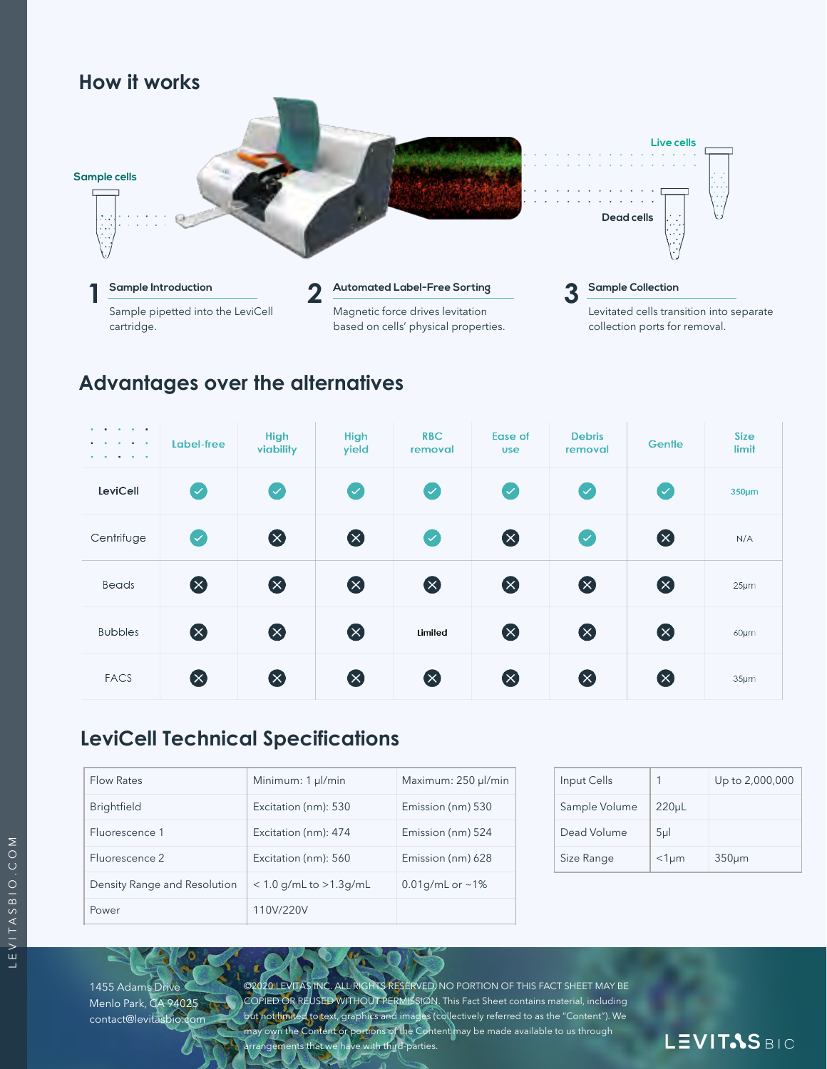## How it works

Sample cells

Live cells

Dead cells

**1 Sample Introduction**

Sample pipetted into the LeviCell cartridge.

**2 Automated Label-Free Sorting**

Magnetic force drives levitation based on cells' physical properties.

**3 Sample Collection**

Levitated cells transition into separate collection ports for removal.

## Advantages over the alternatives

| | Label-free | High viability | High yield | RBC removal | Ease of use | Debris removal | Gentle | Size limit |
|---|---|---|---|---|---|---|---|---|
| LeviCell | ✓ | ✓ | ✓ | ✓ | ✓ | ✓ | ✓ | 350μm |
| Centrifuge | ✓ | ✗ | ✗ | ✓ | ✗ | ✓ | ✗ | N/A |
| Beads | ✗ | ✗ | ✗ | ✗ | ✗ | ✗ | ✗ | 25μm |
| Bubbles | ✗ | ✗ | ✗ | Limited | ✗ | ✗ | ✗ | 60μm |
| FACS | ✗ | ✗ | ✗ | ✗ | ✗ | ✗ | ✗ | 35μm |

## LeviCell Technical Specifications

| | | |
|---|---|---|
| Flow Rates | Minimum: 1 μl/min | Maximum: 250 μl/min |
| Brightfield | Excitation (nm): 530 | Emission (nm) 530 |
| Fluorescence 1 | Excitation (nm): 474 | Emission (nm) 524 |
| Fluorescence 2 | Excitation (nm): 560 | Emission (nm) 628 |
| Density Range and Resolution | < 1.0 g/mL to >1.3g/mL | 0.01g/mL or ~1% |
| Power | 110V/220V | |

| | | |
|---|---|---|
| Input Cells | 1 | Up to 2,000,000 |
| Sample Volume | 220μL | |
| Dead Volume | 5μl | |
| Size Range | <1μm | 350μm |

1455 Adams Drive
Menlo Park, CA 94025
contact@levitasbio.com

©2020 LEVITAS INC. ALL RIGHTS RESERVED. NO PORTION OF THIS FACT SHEET MAY BE COPIED OR REUSED WITHOUT PERMISSION. This Fact Sheet contains material, including but not limited to text, graphics and images (collectively referred to as the "Content"). We may own the Content or portions of the Content may be made available to us through arrangements that we have with third-parties.

LEVITAS BIO